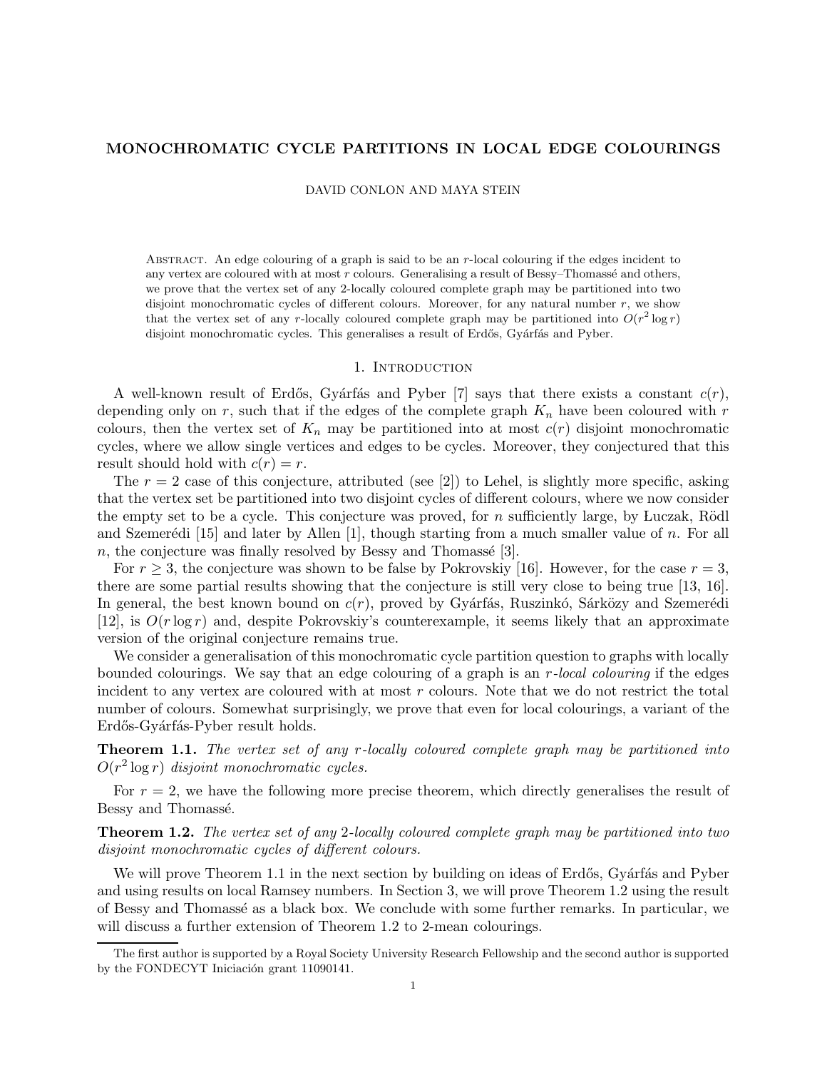# MONOCHROMATIC CYCLE PARTITIONS IN LOCAL EDGE COLOURINGS

DAVID CONLON AND MAYA STEIN

Abstract. An edge colouring of a graph is said to be an $r$-local colouring if the edges incident to any vertex are coloured with at most $r$ colours. Generalising a result of Bessy–Thomassé and others, we prove that the vertex set of any 2-locally coloured complete graph may be partitioned into two disjoint monochromatic cycles of different colours. Moreover, for any natural number $r$, we show that the vertex set of any $r$-locally coloured complete graph may be partitioned into $O(r^2 \log r)$ disjoint monochromatic cycles. This generalises a result of Erdős, Gyárfás and Pyber.

## 1. Introduction

A well-known result of Erdős, Gyárfás and Pyber [7] says that there exists a constant $c(r)$, depending only on $r$, such that if the edges of the complete graph $K_n$ have been coloured with $r$ colours, then the vertex set of $K_n$ may be partitioned into at most $c(r)$ disjoint monochromatic cycles, where we allow single vertices and edges to be cycles. Moreover, they conjectured that this result should hold with $c(r) = r$.

The $r = 2$ case of this conjecture, attributed (see [2]) to Lehel, is slightly more specific, asking that the vertex set be partitioned into two disjoint cycles of different colours, where we now consider the empty set to be a cycle. This conjecture was proved, for $n$ sufficiently large, by Łuczak, Rödl and Szemerédi [15] and later by Allen [1], though starting from a much smaller value of $n$. For all $n$, the conjecture was finally resolved by Bessy and Thomassé [3].

For $r \geq 3$, the conjecture was shown to be false by Pokrovskiy [16]. However, for the case $r = 3$, there are some partial results showing that the conjecture is still very close to being true [13, 16]. In general, the best known bound on $c(r)$, proved by Gyárfás, Ruszinkó, Sárközy and Szemerédi [12], is $O(r \log r)$ and, despite Pokrovskiy's counterexample, it seems likely that an approximate version of the original conjecture remains true.

We consider a generalisation of this monochromatic cycle partition question to graphs with locally bounded colourings. We say that an edge colouring of a graph is an *$r$-local colouring* if the edges incident to any vertex are coloured with at most $r$ colours. Note that we do not restrict the total number of colours. Somewhat surprisingly, we prove that even for local colourings, a variant of the Erdős-Gyárfás-Pyber result holds.

**Theorem 1.1.** *The vertex set of any $r$-locally coloured complete graph may be partitioned into $O(r^2 \log r)$ disjoint monochromatic cycles.*

For $r = 2$, we have the following more precise theorem, which directly generalises the result of Bessy and Thomassé.

**Theorem 1.2.** *The vertex set of any 2-locally coloured complete graph may be partitioned into two disjoint monochromatic cycles of different colours.*

We will prove Theorem 1.1 in the next section by building on ideas of Erdős, Gyárfás and Pyber and using results on local Ramsey numbers. In Section 3, we will prove Theorem 1.2 using the result of Bessy and Thomassé as a black box. We conclude with some further remarks. In particular, we will discuss a further extension of Theorem 1.2 to 2-mean colourings.

The first author is supported by a Royal Society University Research Fellowship and the second author is supported by the FONDECYT Iniciación grant 11090141.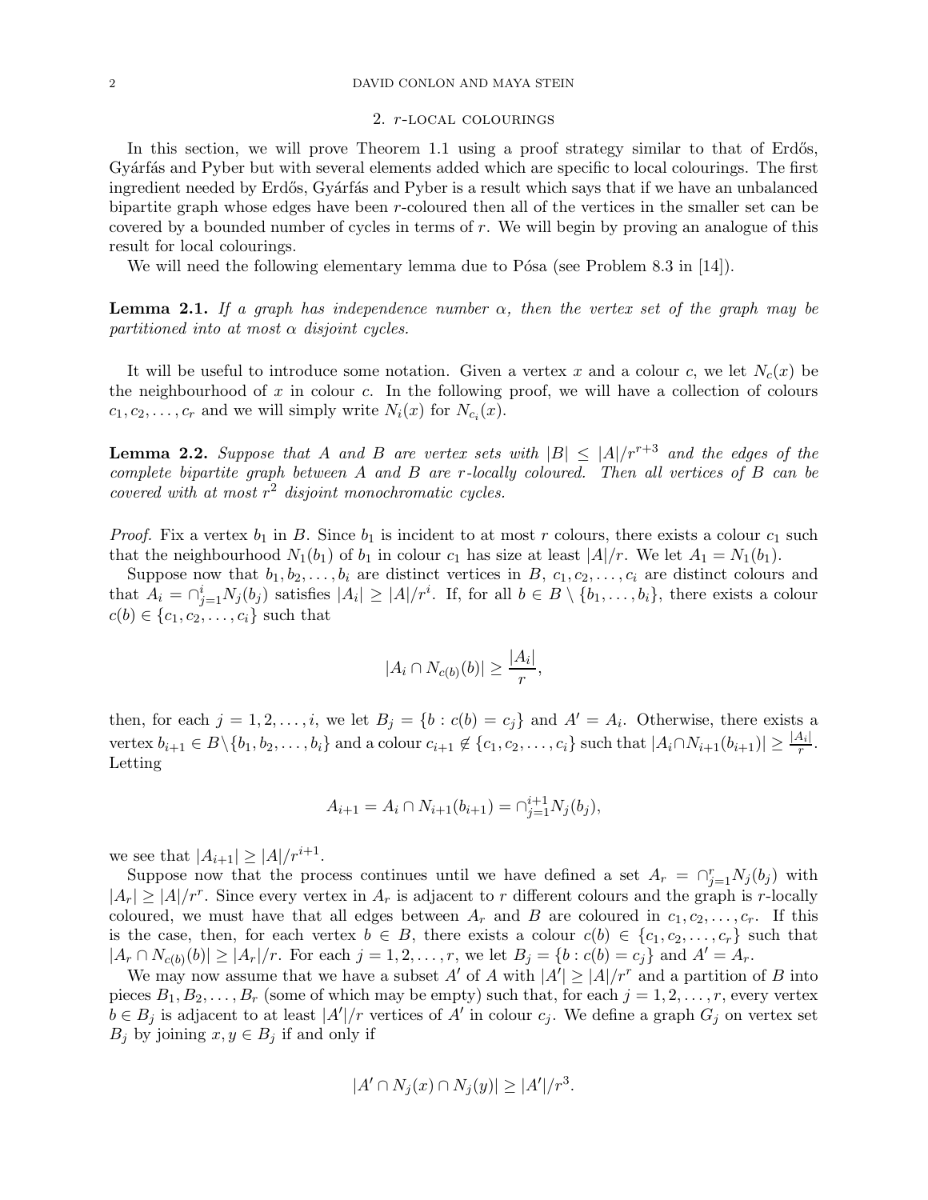## 2. $r$-local colourings

In this section, we will prove Theorem 1.1 using a proof strategy similar to that of Erdős, Gyárfás and Pyber but with several elements added which are specific to local colourings. The first ingredient needed by Erdős, Gyárfás and Pyber is a result which says that if we have an unbalanced bipartite graph whose edges have been $r$-coloured then all of the vertices in the smaller set can be covered by a bounded number of cycles in terms of $r$. We will begin by proving an analogue of this result for local colourings.

We will need the following elementary lemma due to Pósa (see Problem 8.3 in [14]).

**Lemma 2.1.** *If a graph has independence number $\alpha$, then the vertex set of the graph may be partitioned into at most $\alpha$ disjoint cycles.*

It will be useful to introduce some notation. Given a vertex $x$ and a colour $c$, we let $N_c(x)$ be the neighbourhood of $x$ in colour $c$. In the following proof, we will have a collection of colours $c_1, c_2, \ldots, c_r$ and we will simply write $N_i(x)$ for $N_{c_i}(x)$.

**Lemma 2.2.** *Suppose that $A$ and $B$ are vertex sets with $|B| \leq |A|/r^{r+3}$ and the edges of the complete bipartite graph between $A$ and $B$ are $r$-locally coloured. Then all vertices of $B$ can be covered with at most $r^2$ disjoint monochromatic cycles.*

*Proof.* Fix a vertex $b_1$ in $B$. Since $b_1$ is incident to at most $r$ colours, there exists a colour $c_1$ such that the neighbourhood $N_1(b_1)$ of $b_1$ in colour $c_1$ has size at least $|A|/r$. We let $A_1 = N_1(b_1)$.

Suppose now that $b_1, b_2, \ldots, b_i$ are distinct vertices in $B$, $c_1, c_2, \ldots, c_i$ are distinct colours and that $A_i = \cap_{j=1}^{i} N_j(b_j)$ satisfies $|A_i| \geq |A|/r^i$. If, for all $b \in B \setminus \{b_1, \ldots, b_i\}$, there exists a colour $c(b) \in \{c_1, c_2, \ldots, c_i\}$ such that

$$|A_i \cap N_{c(b)}(b)| \geq \frac{|A_i|}{r},$$

then, for each $j = 1, 2, \ldots, i$, we let $B_j = \{b : c(b) = c_j\}$ and $A' = A_i$. Otherwise, there exists a vertex $b_{i+1} \in B \setminus \{b_1, b_2, \ldots, b_i\}$ and a colour $c_{i+1} \notin \{c_1, c_2, \ldots, c_i\}$ such that $|A_i \cap N_{i+1}(b_{i+1})| \geq \frac{|A_i|}{r}$. Letting

$$A_{i+1} = A_i \cap N_{i+1}(b_{i+1}) = \cap_{j=1}^{i+1} N_j(b_j),$$

we see that $|A_{i+1}| \geq |A|/r^{i+1}$.

Suppose now that the process continues until we have defined a set $A_r = \cap_{j=1}^{r} N_j(b_j)$ with $|A_r| \geq |A|/r^r$. Since every vertex in $A_r$ is adjacent to $r$ different colours and the graph is $r$-locally coloured, we must have that all edges between $A_r$ and $B$ are coloured in $c_1, c_2, \ldots, c_r$. If this is the case, then, for each vertex $b \in B$, there exists a colour $c(b) \in \{c_1, c_2, \ldots, c_r\}$ such that $|A_r \cap N_{c(b)}(b)| \geq |A_r|/r$. For each $j = 1, 2, \ldots, r$, we let $B_j = \{b : c(b) = c_j\}$ and $A' = A_r$.

We may now assume that we have a subset $A'$ of $A$ with $|A'| \geq |A|/r^r$ and a partition of $B$ into pieces $B_1, B_2, \ldots, B_r$ (some of which may be empty) such that, for each $j = 1, 2, \ldots, r$, every vertex $b \in B_j$ is adjacent to at least $|A'|/r$ vertices of $A'$ in colour $c_j$. We define a graph $G_j$ on vertex set $B_j$ by joining $x, y \in B_j$ if and only if

$$|A' \cap N_j(x) \cap N_j(y)| \geq |A'|/r^3.$$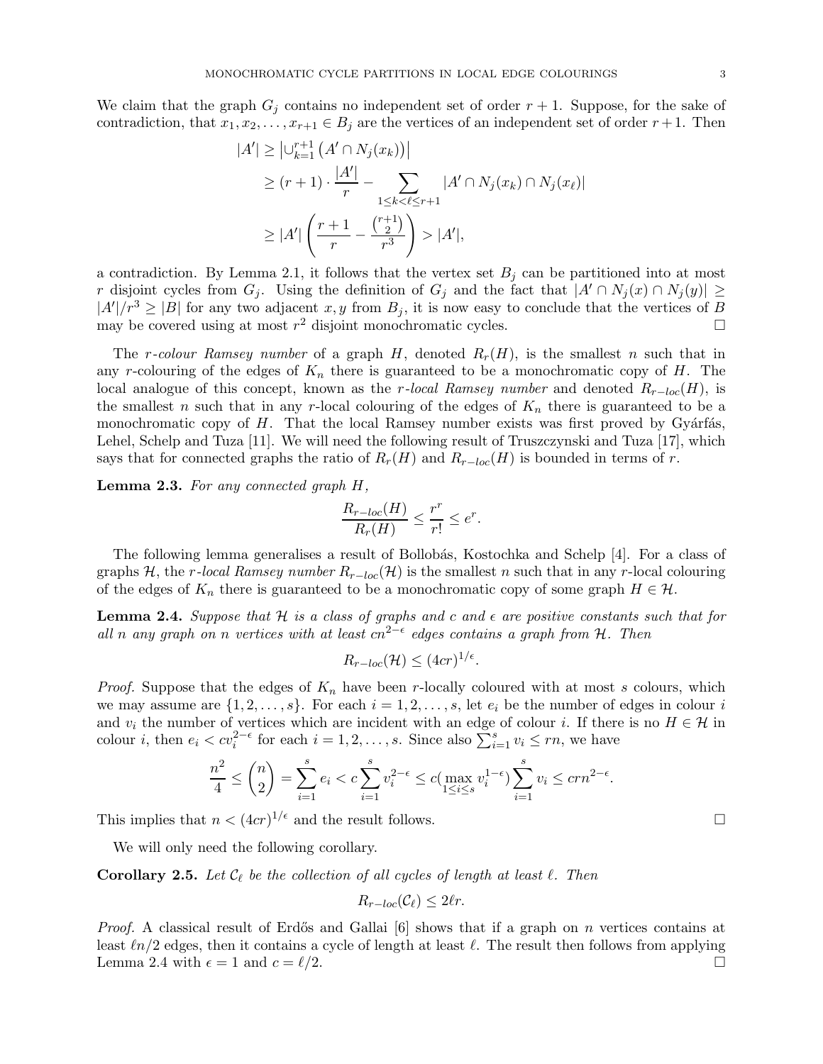We claim that the graph $G_j$ contains no independent set of order $r+1$. Suppose, for the sake of contradiction, that $x_1, x_2, \ldots, x_{r+1} \in B_j$ are the vertices of an independent set of order $r+1$. Then

$$
\begin{aligned}
|A'| &\geq \left|\cup_{k=1}^{r+1} \left(A' \cap N_j(x_k)\right)\right| \\
&\geq (r+1) \cdot \frac{|A'|}{r} - \sum_{1 \leq k < \ell \leq r+1} |A' \cap N_j(x_k) \cap N_j(x_\ell)| \\
&\geq |A'| \left( \frac{r+1}{r} - \frac{\binom{r+1}{2}}{r^3} \right) > |A'|,
\end{aligned}
$$

a contradiction. By Lemma 2.1, it follows that the vertex set $B_j$ can be partitioned into at most $r$ disjoint cycles from $G_j$. Using the definition of $G_j$ and the fact that $|A' \cap N_j(x) \cap N_j(y)| \geq |A'|/r^3 \geq |B|$ for any two adjacent $x, y$ from $B_j$, it is now easy to conclude that the vertices of $B$ may be covered using at most $r^2$ disjoint monochromatic cycles. $\square$

The *r-colour Ramsey number* of a graph $H$, denoted $R_r(H)$, is the smallest $n$ such that in any $r$-colouring of the edges of $K_n$ there is guaranteed to be a monochromatic copy of $H$. The local analogue of this concept, known as the *r-local Ramsey number* and denoted $R_{r-loc}(H)$, is the smallest $n$ such that in any $r$-local colouring of the edges of $K_n$ there is guaranteed to be a monochromatic copy of $H$. That the local Ramsey number exists was first proved by Gyárfás, Lehel, Schelp and Tuza [11]. We will need the following result of Truszczynski and Tuza [17], which says that for connected graphs the ratio of $R_r(H)$ and $R_{r-loc}(H)$ is bounded in terms of $r$.

**Lemma 2.3.** *For any connected graph $H$,*

$$
\frac{R_{r-loc}(H)}{R_r(H)} \leq \frac{r^r}{r!} \leq e^r.
$$

The following lemma generalises a result of Bollobás, Kostochka and Schelp [4]. For a class of graphs $\mathcal{H}$, the $r$-local Ramsey number $R_{r-loc}(\mathcal{H})$ is the smallest $n$ such that in any $r$-local colouring of the edges of $K_n$ there is guaranteed to be a monochromatic copy of some graph $H \in \mathcal{H}$.

**Lemma 2.4.** *Suppose that $\mathcal{H}$ is a class of graphs and $c$ and $\epsilon$ are positive constants such that for all $n$ any graph on $n$ vertices with at least $cn^{2-\epsilon}$ edges contains a graph from $\mathcal{H}$. Then*

$$
R_{r-loc}(\mathcal{H}) \leq (4cr)^{1/\epsilon}.
$$

*Proof.* Suppose that the edges of $K_n$ have been $r$-locally coloured with at most $s$ colours, which we may assume are $\{1, 2, \ldots, s\}$. For each $i = 1, 2, \ldots, s$, let $e_i$ be the number of edges in colour $i$ and $v_i$ the number of vertices which are incident with an edge of colour $i$. If there is no $H \in \mathcal{H}$ in colour $i$, then $e_i < cv_i^{2-\epsilon}$ for each $i = 1, 2, \ldots, s$. Since also $\sum_{i=1}^s v_i \leq rn$, we have

$$
\frac{n^2}{4} \leq \binom{n}{2} = \sum_{i=1}^s e_i < c \sum_{i=1}^s v_i^{2-\epsilon} \leq c(\max_{1 \leq i \leq s} v_i^{1-\epsilon}) \sum_{i=1}^s v_i \leq crn^{2-\epsilon}.
$$

This implies that $n < (4cr)^{1/\epsilon}$ and the result follows. $\square$

We will only need the following corollary.

**Corollary 2.5.** *Let $\mathcal{C}_\ell$ be the collection of all cycles of length at least $\ell$. Then*

$$
R_{r-loc}(\mathcal{C}_\ell) \leq 2\ell r.
$$

*Proof.* A classical result of Erdős and Gallai [6] shows that if a graph on $n$ vertices contains at least $\ell n/2$ edges, then it contains a cycle of length at least $\ell$. The result then follows from applying Lemma 2.4 with $\epsilon = 1$ and $c = \ell/2$. $\square$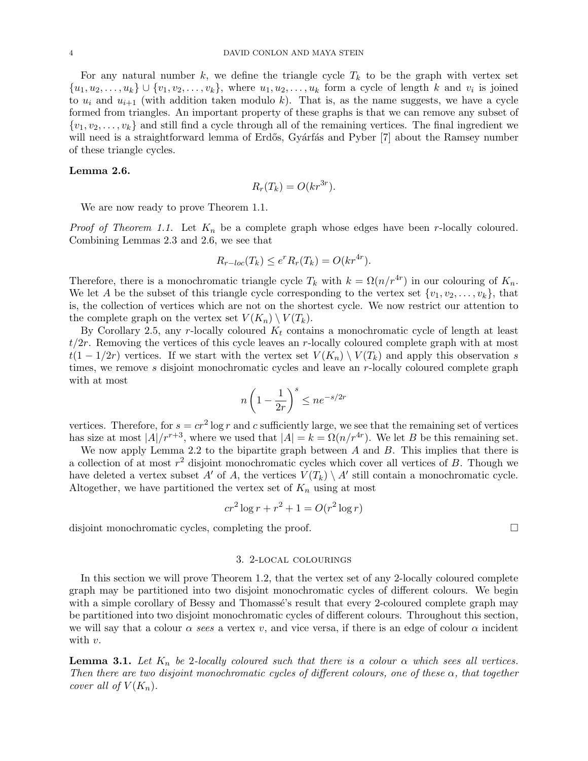For any natural number $k$, we define the triangle cycle $T_k$ to be the graph with vertex set $\{u_1, u_2, \ldots, u_k\} \cup \{v_1, v_2, \ldots, v_k\}$, where $u_1, u_2, \ldots, u_k$ form a cycle of length $k$ and $v_i$ is joined to $u_i$ and $u_{i+1}$ (with addition taken modulo $k$). That is, as the name suggests, we have a cycle formed from triangles. An important property of these graphs is that we can remove any subset of $\{v_1, v_2, \ldots, v_k\}$ and still find a cycle through all of the remaining vertices. The final ingredient we will need is a straightforward lemma of Erdős, Gyárfás and Pyber [7] about the Ramsey number of these triangle cycles.

**Lemma 2.6.**

$$R_r(T_k) = O(kr^{3r}).$$

We are now ready to prove Theorem 1.1.

*Proof of Theorem 1.1.* Let $K_n$ be a complete graph whose edges have been $r$-locally coloured. Combining Lemmas 2.3 and 2.6, we see that

$$R_{r\text{-}loc}(T_k) \leq e^r R_r(T_k) = O(kr^{4r}).$$

Therefore, there is a monochromatic triangle cycle $T_k$ with $k = \Omega(n/r^{4r})$ in our colouring of $K_n$. We let $A$ be the subset of this triangle cycle corresponding to the vertex set $\{v_1, v_2, \ldots, v_k\}$, that is, the collection of vertices which are not on the shortest cycle. We now restrict our attention to the complete graph on the vertex set $V(K_n) \setminus V(T_k)$.

By Corollary 2.5, any $r$-locally coloured $K_t$ contains a monochromatic cycle of length at least $t/2r$. Removing the vertices of this cycle leaves an $r$-locally coloured complete graph with at most $t(1 - 1/2r)$ vertices. If we start with the vertex set $V(K_n) \setminus V(T_k)$ and apply this observation $s$ times, we remove $s$ disjoint monochromatic cycles and leave an $r$-locally coloured complete graph with at most

$$n\left(1 - \frac{1}{2r}\right)^s \leq ne^{-s/2r}$$

vertices. Therefore, for $s = cr^2 \log r$ and $c$ sufficiently large, we see that the remaining set of vertices has size at most $|A|/r^{r+3}$, where we used that $|A| = k = \Omega(n/r^{4r})$. We let $B$ be this remaining set.

We now apply Lemma 2.2 to the bipartite graph between $A$ and $B$. This implies that there is a collection of at most $r^2$ disjoint monochromatic cycles which cover all vertices of $B$. Though we have deleted a vertex subset $A'$ of $A$, the vertices $V(T_k) \setminus A'$ still contain a monochromatic cycle. Altogether, we have partitioned the vertex set of $K_n$ using at most

$$cr^2 \log r + r^2 + 1 = O(r^2 \log r)$$

disjoint monochromatic cycles, completing the proof. $\square$

## 3. 2-local colourings

In this section we will prove Theorem 1.2, that the vertex set of any 2-locally coloured complete graph may be partitioned into two disjoint monochromatic cycles of different colours. We begin with a simple corollary of Bessy and Thomassé's result that every 2-coloured complete graph may be partitioned into two disjoint monochromatic cycles of different colours. Throughout this section, we will say that a colour $\alpha$ *sees* a vertex $v$, and vice versa, if there is an edge of colour $\alpha$ incident with $v$.

**Lemma 3.1.** *Let $K_n$ be 2-locally coloured such that there is a colour $\alpha$ which sees all vertices. Then there are two disjoint monochromatic cycles of different colours, one of these $\alpha$, that together cover all of $V(K_n)$.*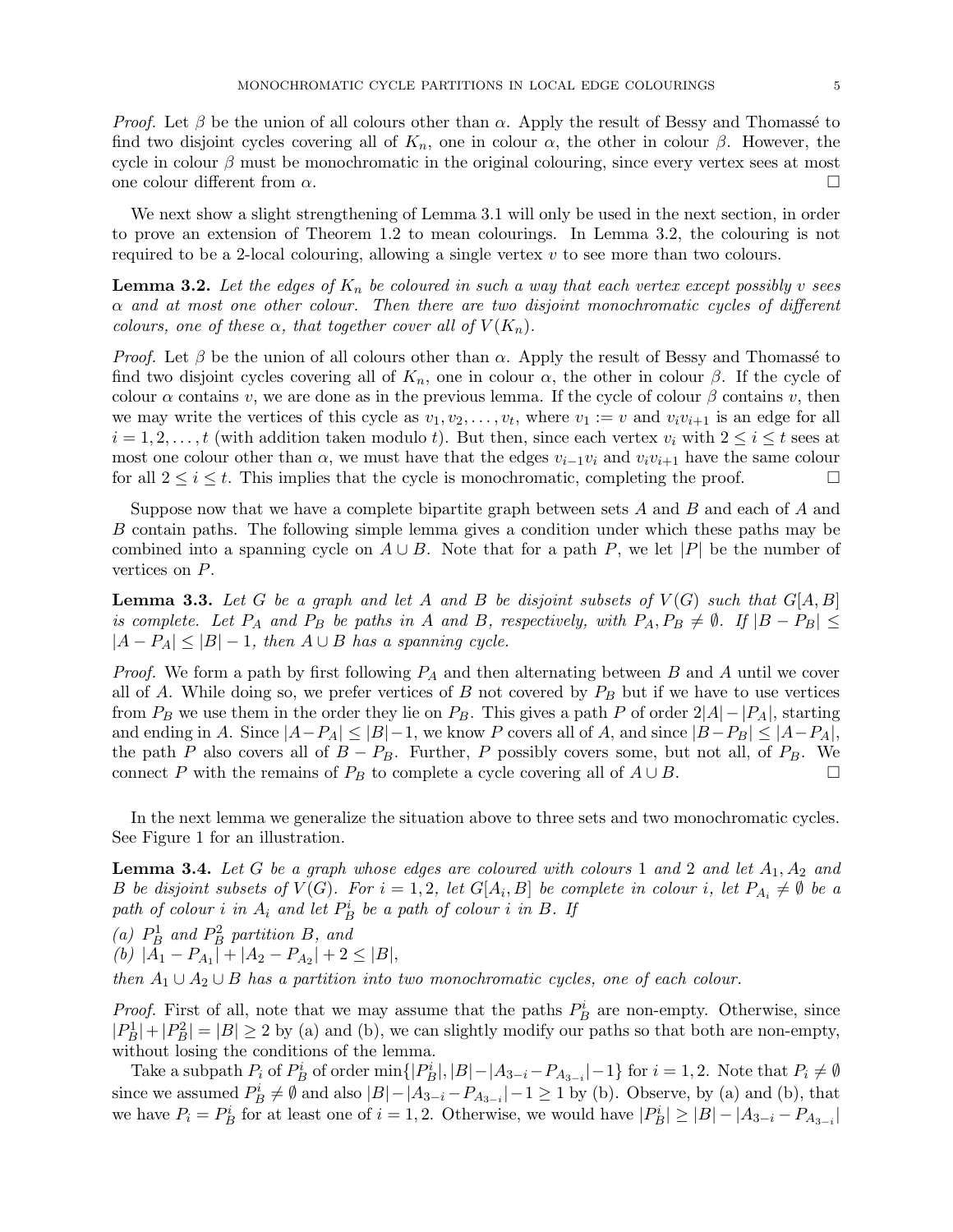*Proof.* Let $\beta$ be the union of all colours other than $\alpha$. Apply the result of Bessy and Thomassé to find two disjoint cycles covering all of $K_n$, one in colour $\alpha$, the other in colour $\beta$. However, the cycle in colour $\beta$ must be monochromatic in the original colouring, since every vertex sees at most one colour different from $\alpha$. □

We next show a slight strengthening of Lemma 3.1 will only be used in the next section, in order to prove an extension of Theorem 1.2 to mean colourings. In Lemma 3.2, the colouring is not required to be a 2-local colouring, allowing a single vertex $v$ to see more than two colours.

**Lemma 3.2.** *Let the edges of $K_n$ be coloured in such a way that each vertex except possibly $v$ sees $\alpha$ and at most one other colour. Then there are two disjoint monochromatic cycles of different colours, one of these $\alpha$, that together cover all of $V(K_n)$.*

*Proof.* Let $\beta$ be the union of all colours other than $\alpha$. Apply the result of Bessy and Thomassé to find two disjoint cycles covering all of $K_n$, one in colour $\alpha$, the other in colour $\beta$. If the cycle of colour $\alpha$ contains $v$, we are done as in the previous lemma. If the cycle of colour $\beta$ contains $v$, then we may write the vertices of this cycle as $v_1, v_2, \ldots, v_t$, where $v_1 := v$ and $v_iv_{i+1}$ is an edge for all $i = 1, 2, \ldots, t$ (with addition taken modulo $t$). But then, since each vertex $v_i$ with $2 \leq i \leq t$ sees at most one colour other than $\alpha$, we must have that the edges $v_{i-1}v_i$ and $v_iv_{i+1}$ have the same colour for all $2 \leq i \leq t$. This implies that the cycle is monochromatic, completing the proof. □

Suppose now that we have a complete bipartite graph between sets $A$ and $B$ and each of $A$ and $B$ contain paths. The following simple lemma gives a condition under which these paths may be combined into a spanning cycle on $A \cup B$. Note that for a path $P$, we let $|P|$ be the number of vertices on $P$.

**Lemma 3.3.** *Let $G$ be a graph and let $A$ and $B$ be disjoint subsets of $V(G)$ such that $G[A, B]$ is complete. Let $P_A$ and $P_B$ be paths in $A$ and $B$, respectively, with $P_A, P_B \neq \emptyset$. If $|B - P_B| \leq |A - P_A| \leq |B| - 1$, then $A \cup B$ has a spanning cycle.*

*Proof.* We form a path by first following $P_A$ and then alternating between $B$ and $A$ until we cover all of $A$. While doing so, we prefer vertices of $B$ not covered by $P_B$ but if we have to use vertices from $P_B$ we use them in the order they lie on $P_B$. This gives a path $P$ of order $2|A| - |P_A|$, starting and ending in $A$. Since $|A - P_A| \leq |B| - 1$, we know $P$ covers all of $A$, and since $|B - P_B| \leq |A - P_A|$, the path $P$ also covers all of $B - P_B$. Further, $P$ possibly covers some, but not all, of $P_B$. We connect $P$ with the remains of $P_B$ to complete a cycle covering all of $A \cup B$. □

In the next lemma we generalize the situation above to three sets and two monochromatic cycles. See Figure 1 for an illustration.

**Lemma 3.4.** *Let $G$ be a graph whose edges are coloured with colours 1 and 2 and let $A_1, A_2$ and $B$ be disjoint subsets of $V(G)$. For $i = 1, 2$, let $G[A_i, B]$ be complete in colour $i$, let $P_{A_i} \neq \emptyset$ be a path of colour $i$ in $A_i$ and let $P_B^i$ be a path of colour $i$ in $B$. If*

*(a) $P_B^1$ and $P_B^2$ partition $B$, and*
*(b) $|A_1 - P_{A_1}| + |A_2 - P_{A_2}| + 2 \leq |B|$,*

*then $A_1 \cup A_2 \cup B$ has a partition into two monochromatic cycles, one of each colour.*

*Proof.* First of all, note that we may assume that the paths $P_B^i$ are non-empty. Otherwise, since $|P_B^1| + |P_B^2| = |B| \geq 2$ by (a) and (b), we can slightly modify our paths so that both are non-empty, without losing the conditions of the lemma.

Take a subpath $P_i$ of $P_B^i$ of order $\min\{|P_B^i|, |B| - |A_{3-i} - P_{A_{3-i}}| - 1\}$ for $i = 1, 2$. Note that $P_i \neq \emptyset$ since we assumed $P_B^i \neq \emptyset$ and also $|B| - |A_{3-i} - P_{A_{3-i}}| - 1 \geq 1$ by (b). Observe, by (a) and (b), that we have $P_i = P_B^i$ for at least one of $i = 1, 2$. Otherwise, we would have $|P_B^i| \geq |B| - |A_{3-i} - P_{A_{3-i}}|$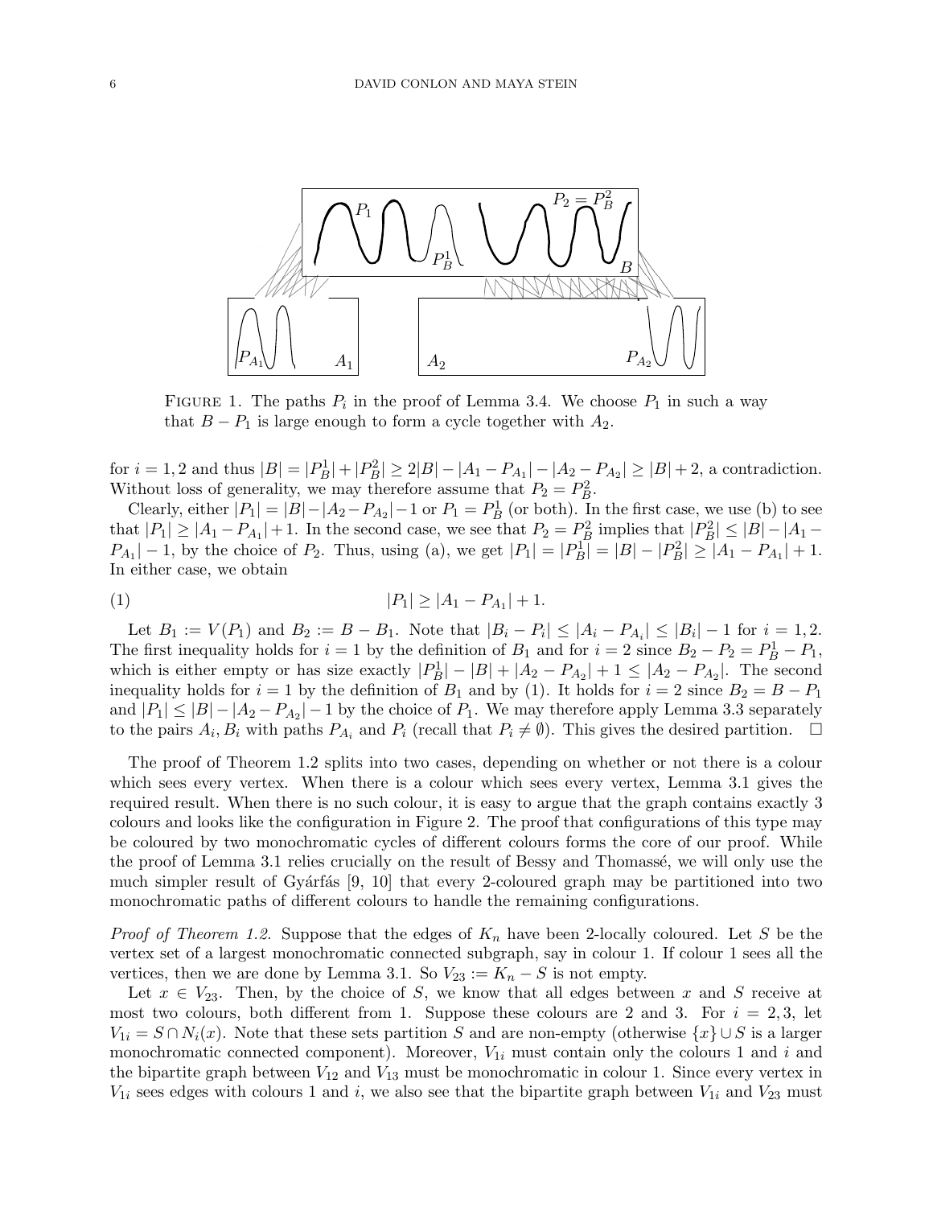FIGURE 1. The paths $P_i$ in the proof of Lemma 3.4. We choose $P_1$ in such a way that $B - P_1$ is large enough to form a cycle together with $A_2$.

for $i = 1, 2$ and thus $|B| = |P_B^1| + |P_B^2| \geq 2|B| - |A_1 - P_{A_1}| - |A_2 - P_{A_2}| \geq |B| + 2$, a contradiction. Without loss of generality, we may therefore assume that $P_2 = P_B^2$.

Clearly, either $|P_1| = |B| - |A_2 - P_{A_2}| - 1$ or $P_1 = P_B^1$ (or both). In the first case, we use (b) to see that $|P_1| \geq |A_1 - P_{A_1}| + 1$. In the second case, we see that $P_2 = P_B^2$ implies that $|P_B^2| \leq |B| - |A_1 - P_{A_1}| - 1$, by the choice of $P_2$. Thus, using (a), we get $|P_1| = |P_B^1| = |B| - |P_B^2| \geq |A_1 - P_{A_1}| + 1$. In either case, we obtain

$$|P_1| \geq |A_1 - P_{A_1}| + 1. \tag{1}$$

Let $B_1 := V(P_1)$ and $B_2 := B - B_1$. Note that $|B_i - P_i| \leq |A_i - P_{A_i}| \leq |B_i| - 1$ for $i = 1, 2$. The first inequality holds for $i = 1$ by the definition of $B_1$ and for $i = 2$ since $B_2 - P_2 = P_B^1 - P_1$, which is either empty or has size exactly $|P_B^1| - |B| + |A_2 - P_{A_2}| + 1 \leq |A_2 - P_{A_2}|$. The second inequality holds for $i = 1$ by the definition of $B_1$ and by (1). It holds for $i = 2$ since $B_2 = B - P_1$ and $|P_1| \leq |B| - |A_2 - P_{A_2}| - 1$ by the choice of $P_1$. We may therefore apply Lemma 3.3 separately to the pairs $A_i, B_i$ with paths $P_{A_i}$ and $P_i$ (recall that $P_i \neq \emptyset$). This gives the desired partition. □

The proof of Theorem 1.2 splits into two cases, depending on whether or not there is a colour which sees every vertex. When there is a colour which sees every vertex, Lemma 3.1 gives the required result. When there is no such colour, it is easy to argue that the graph contains exactly 3 colours and looks like the configuration in Figure 2. The proof that configurations of this type may be coloured by two monochromatic cycles of different colours forms the core of our proof. While the proof of Lemma 3.1 relies crucially on the result of Bessy and Thomassé, we will only use the much simpler result of Gyárfás [9, 10] that every 2-coloured graph may be partitioned into two monochromatic paths of different colours to handle the remaining configurations.

*Proof of Theorem 1.2.* Suppose that the edges of $K_n$ have been 2-locally coloured. Let $S$ be the vertex set of a largest monochromatic connected subgraph, say in colour 1. If colour 1 sees all the vertices, then we are done by Lemma 3.1. So $V_{23} := K_n - S$ is not empty.

Let $x \in V_{23}$. Then, by the choice of $S$, we know that all edges between $x$ and $S$ receive at most two colours, both different from 1. Suppose these colours are 2 and 3. For $i = 2, 3$, let $V_{1i} = S \cap N_i(x)$. Note that these sets partition $S$ and are non-empty (otherwise $\{x\} \cup S$ is a larger monochromatic connected component). Moreover, $V_{1i}$ must contain only the colours 1 and $i$ and the bipartite graph between $V_{12}$ and $V_{13}$ must be monochromatic in colour 1. Since every vertex in $V_{1i}$ sees edges with colours 1 and $i$, we also see that the bipartite graph between $V_{1i}$ and $V_{23}$ must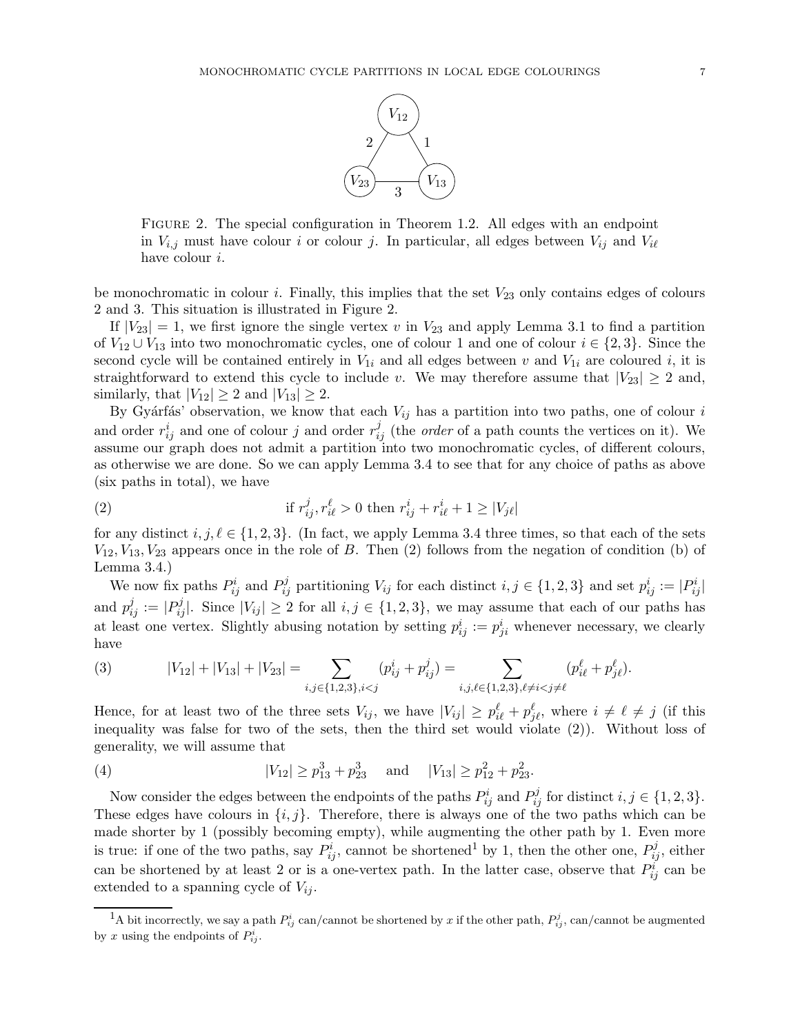FIGURE 2. The special configuration in Theorem 1.2. All edges with an endpoint in $V_{i,j}$ must have colour $i$ or colour $j$. In particular, all edges between $V_{ij}$ and $V_{i\ell}$ have colour $i$.

be monochromatic in colour $i$. Finally, this implies that the set $V_{23}$ only contains edges of colours 2 and 3. This situation is illustrated in Figure 2.

If $|V_{23}| = 1$, we first ignore the single vertex $v$ in $V_{23}$ and apply Lemma 3.1 to find a partition of $V_{12} \cup V_{13}$ into two monochromatic cycles, one of colour 1 and one of colour $i \in \{2, 3\}$. Since the second cycle will be contained entirely in $V_{1i}$ and all edges between $v$ and $V_{1i}$ are coloured $i$, it is straightforward to extend this cycle to include $v$. We may therefore assume that $|V_{23}| \geq 2$ and, similarly, that $|V_{12}| \geq 2$ and $|V_{13}| \geq 2$.

By Gyárfás' observation, we know that each $V_{ij}$ has a partition into two paths, one of colour $i$ and order $r^i_{ij}$ and one of colour $j$ and order $r^j_{ij}$ (the *order* of a path counts the vertices on it). We assume our graph does not admit a partition into two monochromatic cycles, of different colours, as otherwise we are done. So we can apply Lemma 3.4 to see that for any choice of paths as above (six paths in total), we have

$$\text{if } r^j_{ij}, r^\ell_{i\ell} > 0 \text{ then } r^i_{ij} + r^i_{i\ell} + 1 \geq |V_{j\ell}| \tag{2}$$

for any distinct $i, j, \ell \in \{1, 2, 3\}$. (In fact, we apply Lemma 3.4 three times, so that each of the sets $V_{12}, V_{13}, V_{23}$ appears once in the role of $B$. Then (2) follows from the negation of condition (b) of Lemma 3.4.)

We now fix paths $P^i_{ij}$ and $P^j_{ij}$ partitioning $V_{ij}$ for each distinct $i, j \in \{1, 2, 3\}$ and set $p^i_{ij} := |P^i_{ij}|$ and $p^j_{ij} := |P^j_{ij}|$. Since $|V_{ij}| \geq 2$ for all $i, j \in \{1, 2, 3\}$, we may assume that each of our paths has at least one vertex. Slightly abusing notation by setting $p^i_{ij} := p^i_{ji}$ whenever necessary, we clearly have

$$|V_{12}| + |V_{13}| + |V_{23}| = \sum_{i,j \in \{1,2,3\}, i<j} (p^i_{ij} + p^j_{ij}) = \sum_{i,j,\ell \in \{1,2,3\}, \ell \neq i < j \neq \ell} (p^\ell_{i\ell} + p^\ell_{j\ell}). \tag{3}$$

Hence, for at least two of the three sets $V_{ij}$, we have $|V_{ij}| \geq p^\ell_{i\ell} + p^\ell_{j\ell}$, where $i \neq \ell \neq j$ (if this inequality was false for two of the sets, then the third set would violate (2)). Without loss of generality, we will assume that

$$|V_{12}| \geq p^3_{13} + p^3_{23} \quad \text{and} \quad |V_{13}| \geq p^2_{12} + p^2_{23}. \tag{4}$$

Now consider the edges between the endpoints of the paths $P^i_{ij}$ and $P^j_{ij}$ for distinct $i, j \in \{1, 2, 3\}$. These edges have colours in $\{i, j\}$. Therefore, there is always one of the two paths which can be made shorter by 1 (possibly becoming empty), while augmenting the other path by 1. Even more is true: if one of the two paths, say $P^i_{ij}$, cannot be shortened[1] by 1, then the other one, $P^j_{ij}$, either can be shortened by at least 2 or is a one-vertex path. In the latter case, observe that $P^i_{ij}$ can be extended to a spanning cycle of $V_{ij}$.

[1]A bit incorrectly, we say a path $P^i_{ij}$ can/cannot be shortened by $x$ if the other path, $P^j_{ij}$, can/cannot be augmented by $x$ using the endpoints of $P^i_{ij}$.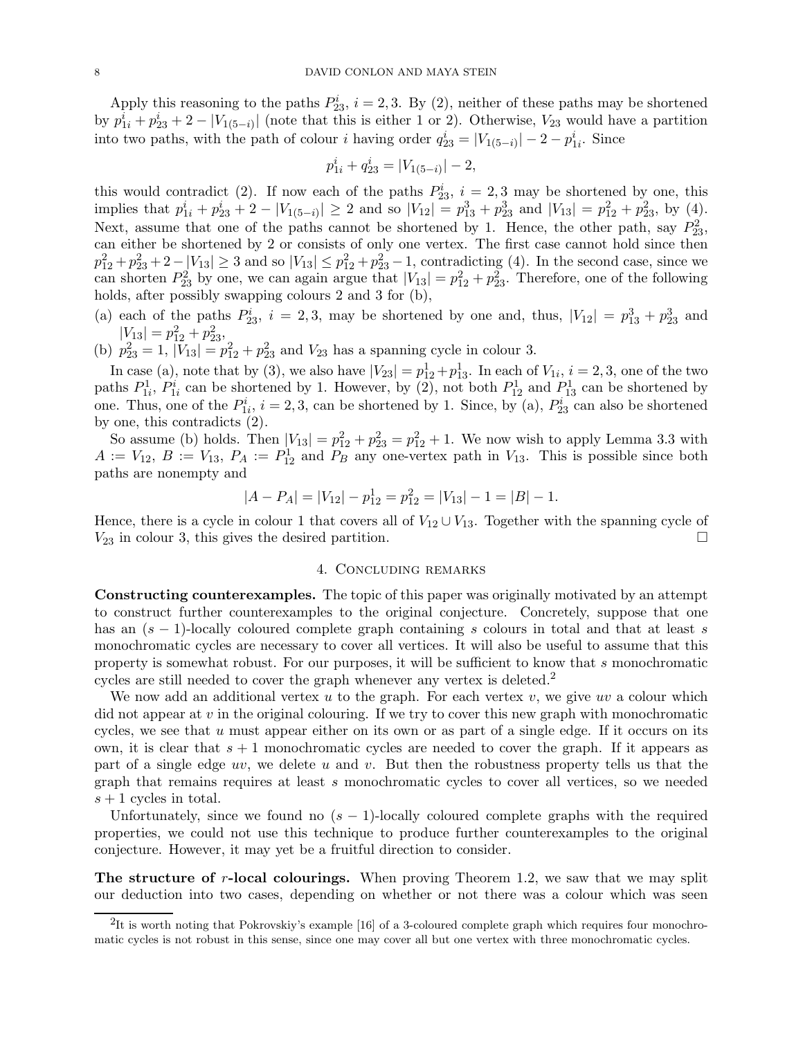Apply this reasoning to the paths $P_{23}^i$, $i = 2, 3$. By (2), neither of these paths may be shortened by $p_{1i}^i + p_{23}^i + 2 - |V_{1(5-i)}|$ (note that this is either 1 or 2). Otherwise, $V_{23}$ would have a partition into two paths, with the path of colour $i$ having order $q_{23}^i = |V_{1(5-i)}| - 2 - p_{1i}^i$. Since

$$p_{1i}^i + q_{23}^i = |V_{1(5-i)}| - 2,$$

this would contradict (2). If now each of the paths $P_{23}^i$, $i = 2, 3$ may be shortened by one, this implies that $p_{1i}^i + p_{23}^i + 2 - |V_{1(5-i)}| \geq 2$ and so $|V_{12}| = p_{13}^3 + p_{23}^3$ and $|V_{13}| = p_{12}^2 + p_{23}^2$, by (4). Next, assume that one of the paths cannot be shortened by 1. Hence, the other path, say $P_{23}^2$, can either be shortened by 2 or consists of only one vertex. The first case cannot hold since then $p_{12}^2 + p_{23}^2 + 2 - |V_{13}| \geq 3$ and so $|V_{13}| \leq p_{12}^2 + p_{23}^2 - 1$, contradicting (4). In the second case, since we can shorten $P_{23}^2$ by one, we can again argue that $|V_{13}| = p_{12}^2 + p_{23}^2$. Therefore, one of the following holds, after possibly swapping colours 2 and 3 for (b),

(a) each of the paths $P_{23}^i$, $i = 2, 3$, may be shortened by one and, thus, $|V_{12}| = p_{13}^3 + p_{23}^3$ and $|V_{13}| = p_{12}^2 + p_{23}^2$,
(b) $p_{23}^2 = 1$, $|V_{13}| = p_{12}^2 + p_{23}^2$ and $V_{23}$ has a spanning cycle in colour 3.

In case (a), note that by (3), we also have $|V_{23}| = p_{12}^1 + p_{13}^1$. In each of $V_{1i}$, $i = 2, 3$, one of the two paths $P_{1i}^1$, $P_{1i}^i$ can be shortened by 1. However, by (2), not both $P_{12}^1$ and $P_{13}^1$ can be shortened by one. Thus, one of the $P_{1i}^i$, $i = 2, 3$, can be shortened by 1. Since, by (a), $P_{23}^i$ can also be shortened by one, this contradicts (2).

So assume (b) holds. Then $|V_{13}| = p_{12}^2 + p_{23}^2 = p_{12}^2 + 1$. We now wish to apply Lemma 3.3 with $A := V_{12}$, $B := V_{13}$, $P_A := P_{12}^1$ and $P_B$ any one-vertex path in $V_{13}$. This is possible since both paths are nonempty and

$$|A - P_A| = |V_{12}| - p_{12}^1 = p_{12}^2 = |V_{13}| - 1 = |B| - 1.$$

Hence, there is a cycle in colour 1 that covers all of $V_{12} \cup V_{13}$. Together with the spanning cycle of $V_{23}$ in colour 3, this gives the desired partition. □

## 4. Concluding remarks

**Constructing counterexamples.** The topic of this paper was originally motivated by an attempt to construct further counterexamples to the original conjecture. Concretely, suppose that one has an $(s-1)$-locally coloured complete graph containing $s$ colours in total and that at least $s$ monochromatic cycles are necessary to cover all vertices. It will also be useful to assume that this property is somewhat robust. For our purposes, it will be sufficient to know that $s$ monochromatic cycles are still needed to cover the graph whenever any vertex is deleted.[2]

We now add an additional vertex $u$ to the graph. For each vertex $v$, we give $uv$ a colour which did not appear at $v$ in the original colouring. If we try to cover this new graph with monochromatic cycles, we see that $u$ must appear either on its own or as part of a single edge. If it occurs on its own, it is clear that $s+1$ monochromatic cycles are needed to cover the graph. If it appears as part of a single edge $uv$, we delete $u$ and $v$. But then the robustness property tells us that the graph that remains requires at least $s$ monochromatic cycles to cover all vertices, so we needed $s+1$ cycles in total.

Unfortunately, since we found no $(s-1)$-locally coloured complete graphs with the required properties, we could not use this technique to produce further counterexamples to the original conjecture. However, it may yet be a fruitful direction to consider.

**The structure of $r$-local colourings.** When proving Theorem 1.2, we saw that we may split our deduction into two cases, depending on whether or not there was a colour which was seen

[2]It is worth noting that Pokrovskiy's example [16] of a 3-coloured complete graph which requires four monochromatic cycles is not robust in this sense, since one may cover all but one vertex with three monochromatic cycles.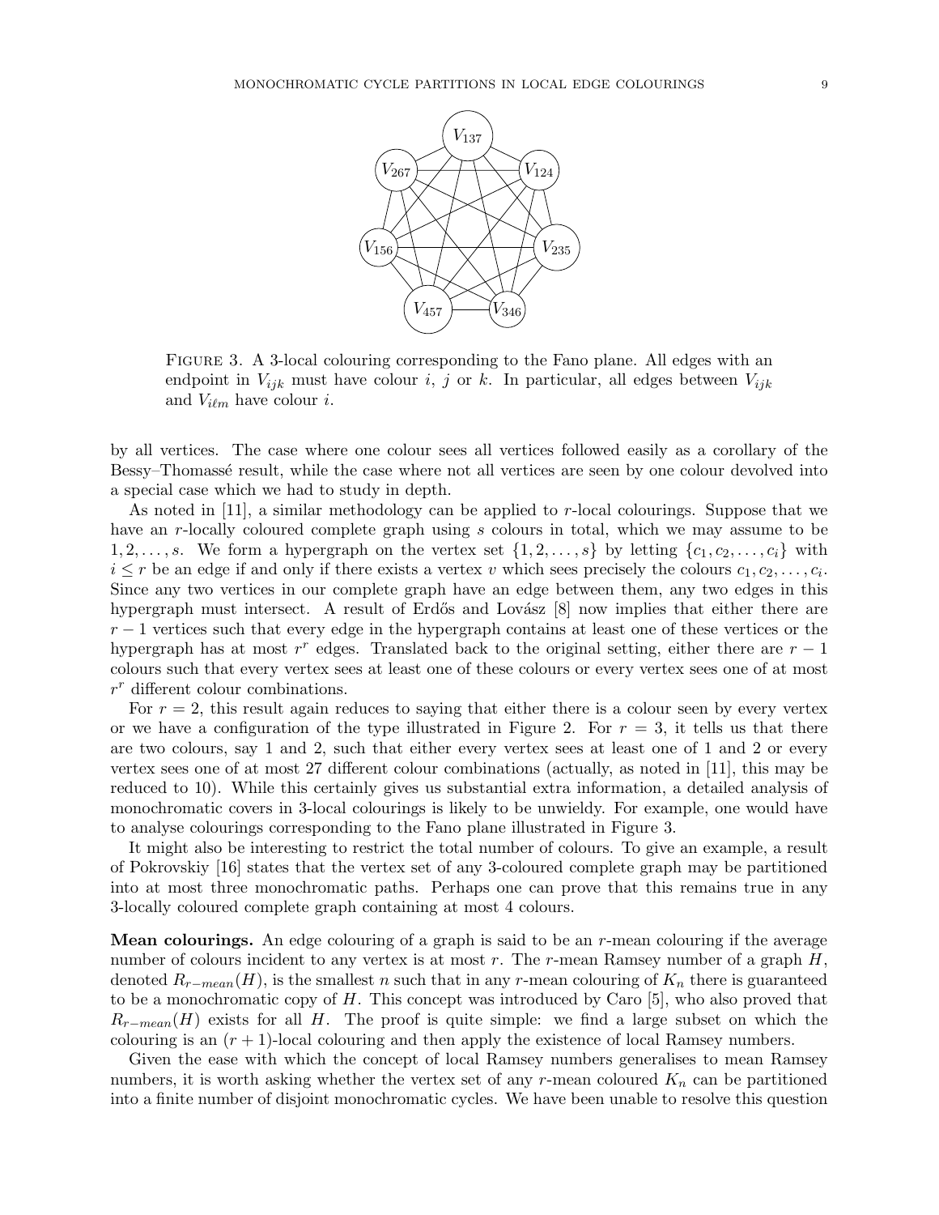FIGURE 3. A 3-local colouring corresponding to the Fano plane. All edges with an endpoint in $V_{ijk}$ must have colour $i$, $j$ or $k$. In particular, all edges between $V_{ijk}$ and $V_{i\ell m}$ have colour $i$.

by all vertices. The case where one colour sees all vertices followed easily as a corollary of the Bessy–Thomassé result, while the case where not all vertices are seen by one colour devolved into a special case which we had to study in depth.

As noted in [11], a similar methodology can be applied to $r$-local colourings. Suppose that we have an $r$-locally coloured complete graph using $s$ colours in total, which we may assume to be $1, 2, \ldots, s$. We form a hypergraph on the vertex set $\{1, 2, \ldots, s\}$ by letting $\{c_1, c_2, \ldots, c_i\}$ with $i \leq r$ be an edge if and only if there exists a vertex $v$ which sees precisely the colours $c_1, c_2, \ldots, c_i$. Since any two vertices in our complete graph have an edge between them, any two edges in this hypergraph must intersect. A result of Erdős and Lovász [8] now implies that either there are $r-1$ vertices such that every edge in the hypergraph contains at least one of these vertices or the hypergraph has at most $r^r$ edges. Translated back to the original setting, either there are $r-1$ colours such that every vertex sees at least one of these colours or every vertex sees one of at most $r^r$ different colour combinations.

For $r = 2$, this result again reduces to saying that either there is a colour seen by every vertex or we have a configuration of the type illustrated in Figure 2. For $r = 3$, it tells us that there are two colours, say 1 and 2, such that either every vertex sees at least one of 1 and 2 or every vertex sees one of at most 27 different colour combinations (actually, as noted in [11], this may be reduced to 10). While this certainly gives us substantial extra information, a detailed analysis of monochromatic covers in 3-local colourings is likely to be unwieldy. For example, one would have to analyse colourings corresponding to the Fano plane illustrated in Figure 3.

It might also be interesting to restrict the total number of colours. To give an example, a result of Pokrovskiy [16] states that the vertex set of any 3-coloured complete graph may be partitioned into at most three monochromatic paths. Perhaps one can prove that this remains true in any 3-locally coloured complete graph containing at most 4 colours.

**Mean colourings.** An edge colouring of a graph is said to be an $r$-mean colouring if the average number of colours incident to any vertex is at most $r$. The $r$-mean Ramsey number of a graph $H$, denoted $R_{r-mean}(H)$, is the smallest $n$ such that in any $r$-mean colouring of $K_n$ there is guaranteed to be a monochromatic copy of $H$. This concept was introduced by Caro [5], who also proved that $R_{r-mean}(H)$ exists for all $H$. The proof is quite simple: we find a large subset on which the colouring is an $(r+1)$-local colouring and then apply the existence of local Ramsey numbers.

Given the ease with which the concept of local Ramsey numbers generalises to mean Ramsey numbers, it is worth asking whether the vertex set of any $r$-mean coloured $K_n$ can be partitioned into a finite number of disjoint monochromatic cycles. We have been unable to resolve this question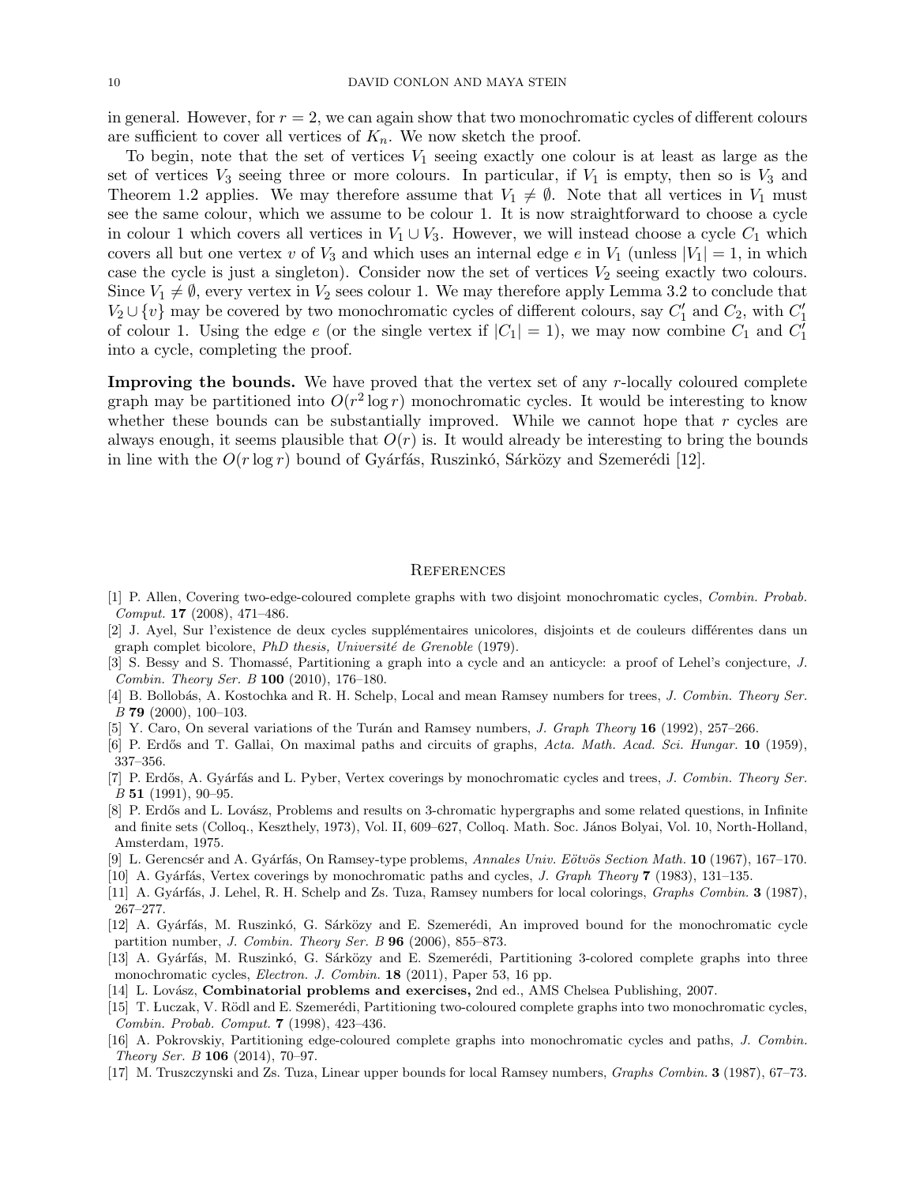in general. However, for $r = 2$, we can again show that two monochromatic cycles of different colours are sufficient to cover all vertices of $K_n$. We now sketch the proof.

To begin, note that the set of vertices $V_1$ seeing exactly one colour is at least as large as the set of vertices $V_3$ seeing three or more colours. In particular, if $V_1$ is empty, then so is $V_3$ and Theorem 1.2 applies. We may therefore assume that $V_1 \neq \emptyset$. Note that all vertices in $V_1$ must see the same colour, which we assume to be colour 1. It is now straightforward to choose a cycle in colour 1 which covers all vertices in $V_1 \cup V_3$. However, we will instead choose a cycle $C_1$ which covers all but one vertex $v$ of $V_3$ and which uses an internal edge $e$ in $V_1$ (unless $|V_1| = 1$, in which case the cycle is just a singleton). Consider now the set of vertices $V_2$ seeing exactly two colours. Since $V_1 \neq \emptyset$, every vertex in $V_2$ sees colour 1. We may therefore apply Lemma 3.2 to conclude that $V_2 \cup \{v\}$ may be covered by two monochromatic cycles of different colours, say $C_1'$ and $C_2$, with $C_1'$ of colour 1. Using the edge $e$ (or the single vertex if $|C_1| = 1$), we may now combine $C_1$ and $C_1'$ into a cycle, completing the proof.

**Improving the bounds.** We have proved that the vertex set of any $r$-locally coloured complete graph may be partitioned into $O(r^2 \log r)$ monochromatic cycles. It would be interesting to know whether these bounds can be substantially improved. While we cannot hope that $r$ cycles are always enough, it seems plausible that $O(r)$ is. It would already be interesting to bring the bounds in line with the $O(r \log r)$ bound of Gyárfás, Ruszinkó, Sárközy and Szemerédi [12].

## References

[1] P. Allen, Covering two-edge-coloured complete graphs with two disjoint monochromatic cycles, *Combin. Probab. Comput.* **17** (2008), 471–486.

[2] J. Ayel, Sur l'existence de deux cycles supplémentaires unicolores, disjoints et de couleurs différentes dans un graph complet bicolore, *PhD thesis, Université de Grenoble* (1979).

[3] S. Bessy and S. Thomassé, Partitioning a graph into a cycle and an anticycle: a proof of Lehel's conjecture, *J. Combin. Theory Ser. B* **100** (2010), 176–180.

[4] B. Bollobás, A. Kostochka and R. H. Schelp, Local and mean Ramsey numbers for trees, *J. Combin. Theory Ser. B* **79** (2000), 100–103.

[5] Y. Caro, On several variations of the Turán and Ramsey numbers, *J. Graph Theory* **16** (1992), 257–266.

[6] P. Erdős and T. Gallai, On maximal paths and circuits of graphs, *Acta. Math. Acad. Sci. Hungar.* **10** (1959), 337–356.

[7] P. Erdős, A. Gyárfás and L. Pyber, Vertex coverings by monochromatic cycles and trees, *J. Combin. Theory Ser. B* **51** (1991), 90–95.

[8] P. Erdős and L. Lovász, Problems and results on 3-chromatic hypergraphs and some related questions, in Infinite and finite sets (Colloq., Keszthely, 1973), Vol. II, 609–627, Colloq. Math. Soc. János Bolyai, Vol. 10, North-Holland, Amsterdam, 1975.

[9] L. Gerencsér and A. Gyárfás, On Ramsey-type problems, *Annales Univ. Eötvös Section Math.* **10** (1967), 167–170.

[10] A. Gyárfás, Vertex coverings by monochromatic paths and cycles, *J. Graph Theory* **7** (1983), 131–135.

[11] A. Gyárfás, J. Lehel, R. H. Schelp and Zs. Tuza, Ramsey numbers for local colorings, *Graphs Combin.* **3** (1987), 267–277.

[12] A. Gyárfás, M. Ruszinkó, G. Sárközy and E. Szemerédi, An improved bound for the monochromatic cycle partition number, *J. Combin. Theory Ser. B* **96** (2006), 855–873.

[13] A. Gyárfás, M. Ruszinkó, G. Sárközy and E. Szemerédi, Partitioning 3-colored complete graphs into three monochromatic cycles, *Electron. J. Combin.* **18** (2011), Paper 53, 16 pp.

[14] L. Lovász, **Combinatorial problems and exercises,** 2nd ed., AMS Chelsea Publishing, 2007.

[15] T. Luczak, V. Rödl and E. Szemerédi, Partitioning two-coloured complete graphs into two monochromatic cycles, *Combin. Probab. Comput.* **7** (1998), 423–436.

[16] A. Pokrovskiy, Partitioning edge-coloured complete graphs into monochromatic cycles and paths, *J. Combin. Theory Ser. B* **106** (2014), 70–97.

[17] M. Truszczynski and Zs. Tuza, Linear upper bounds for local Ramsey numbers, *Graphs Combin.* **3** (1987), 67–73.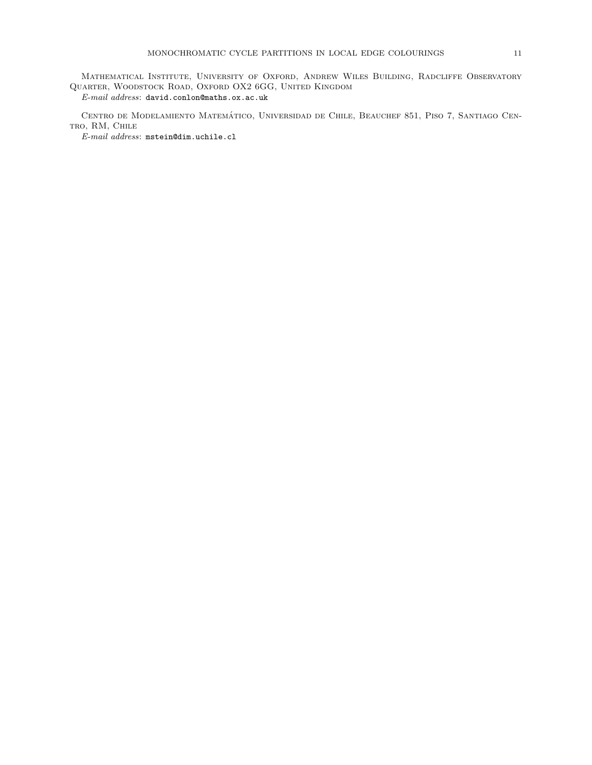Mathematical Institute, University of Oxford, Andrew Wiles Building, Radcliffe Observatory Quarter, Woodstock Road, Oxford OX2 6GG, United Kingdom

*E-mail address*: david.conlon@maths.ox.ac.uk

Centro de Modelamiento Matemático, Universidad de Chile, Beauchef 851, Piso 7, Santiago Centro, RM, Chile

*E-mail address*: mstein@dim.uchile.cl